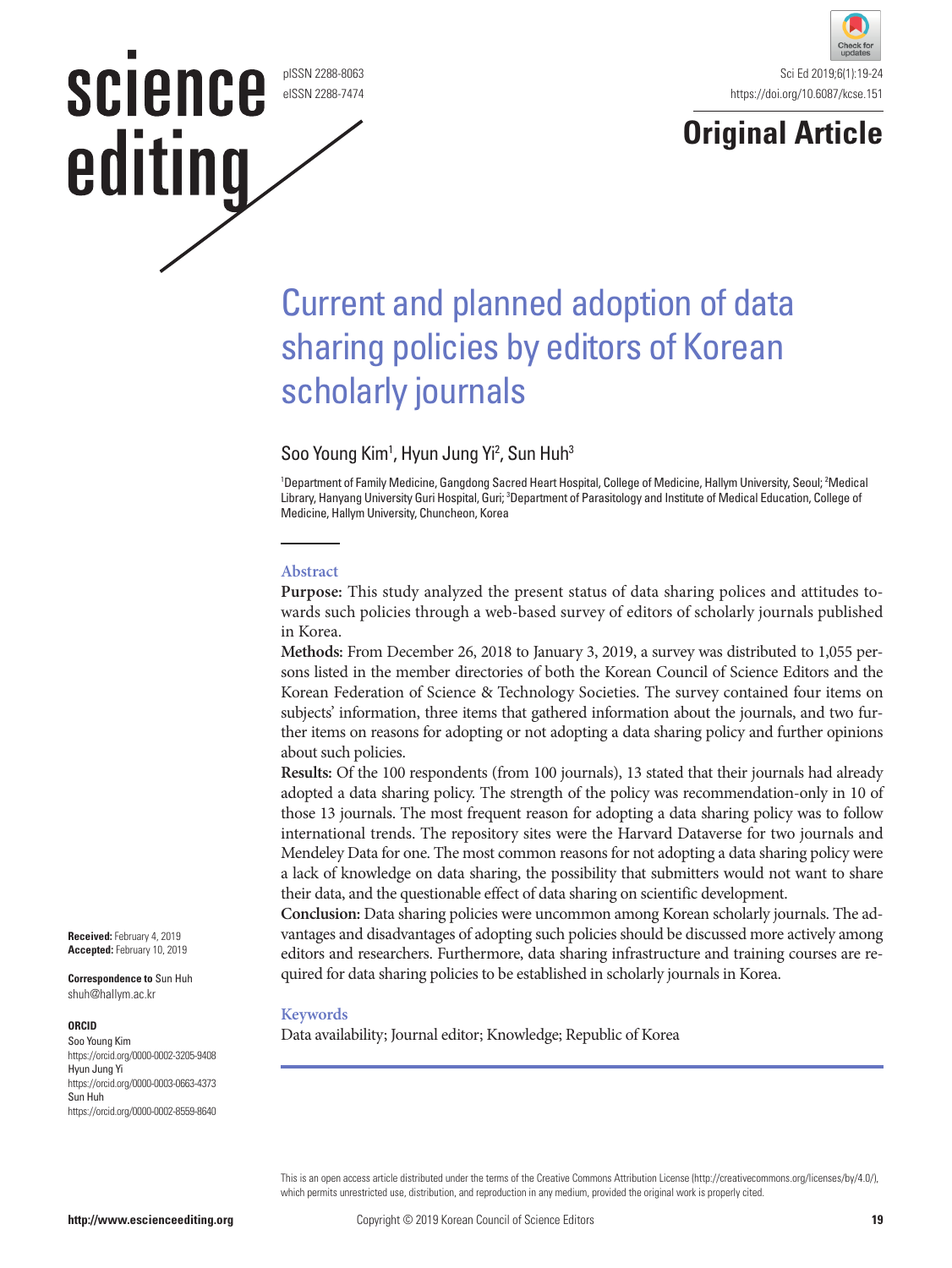# Original Article

# Current and planned adoption of data sharing policies by editors of Korean scholarly journals

Soo Young Kim[1], Hyun Jung Yi[2], Sun Huh[3]

[1]Department of Family Medicine, Gangdong Sacred Heart Hospital, College of Medicine, Hallym University, Seoul; [2]Medical Library, Hanyang University Guri Hospital, Guri; [3]Department of Parasitology and Institute of Medical Education, College of Medicine, Hallym University, Chuncheon, Korea

## Abstract

**Purpose:** This study analyzed the present status of data sharing polices and attitudes towards such policies through a web-based survey of editors of scholarly journals published in Korea.

**Methods:** From December 26, 2018 to January 3, 2019, a survey was distributed to 1,055 persons listed in the member directories of both the Korean Council of Science Editors and the Korean Federation of Science & Technology Societies. The survey contained four items on subjects' information, three items that gathered information about the journals, and two further items on reasons for adopting or not adopting a data sharing policy and further opinions about such policies.

**Results:** Of the 100 respondents (from 100 journals), 13 stated that their journals had already adopted a data sharing policy. The strength of the policy was recommendation-only in 10 of those 13 journals. The most frequent reason for adopting a data sharing policy was to follow international trends. The repository sites were the Harvard Dataverse for two journals and Mendeley Data for one. The most common reasons for not adopting a data sharing policy were a lack of knowledge on data sharing, the possibility that submitters would not want to share their data, and the questionable effect of data sharing on scientific development.

**Conclusion:** Data sharing policies were uncommon among Korean scholarly journals. The advantages and disadvantages of adopting such policies should be discussed more actively among editors and researchers. Furthermore, data sharing infrastructure and training courses are required for data sharing policies to be established in scholarly journals in Korea.

## Keywords

Data availability; Journal editor; Knowledge; Republic of Korea

**Received:** February 4, 2019
**Accepted:** February 10, 2019

**Correspondence to** Sun Huh
shuh@hallym.ac.kr

**ORCID**
Soo Young Kim
https://orcid.org/0000-0002-3205-9408
Hyun Jung Yi
https://orcid.org/0000-0003-0663-4373
Sun Huh
https://orcid.org/0000-0002-8559-8640

This is an open access article distributed under the terms of the Creative Commons Attribution License (http://creativecommons.org/licenses/by/4.0/), which permits unrestricted use, distribution, and reproduction in any medium, provided the original work is properly cited.

Copyright © 2019 Korean Council of Science Editors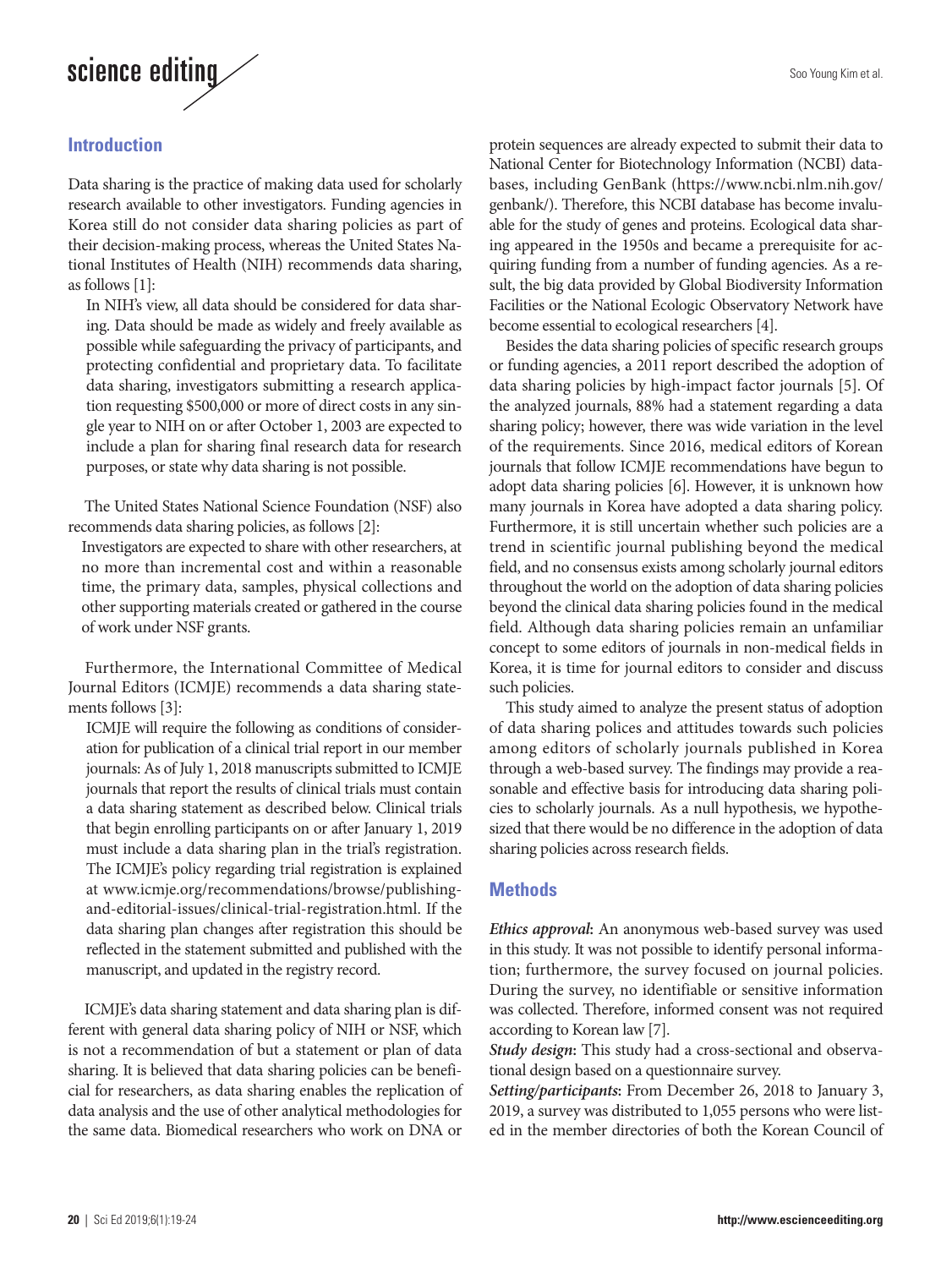## Introduction

Data sharing is the practice of making data used for scholarly research available to other investigators. Funding agencies in Korea still do not consider data sharing policies as part of their decision-making process, whereas the United States National Institutes of Health (NIH) recommends data sharing, as follows [1]:

> In NIH's view, all data should be considered for data sharing. Data should be made as widely and freely available as possible while safeguarding the privacy of participants, and protecting confidential and proprietary data. To facilitate data sharing, investigators submitting a research application requesting $500,000 or more of direct costs in any single year to NIH on or after October 1, 2003 are expected to include a plan for sharing final research data for research purposes, or state why data sharing is not possible.

The United States National Science Foundation (NSF) also recommends data sharing policies, as follows [2]:

> Investigators are expected to share with other researchers, at no more than incremental cost and within a reasonable time, the primary data, samples, physical collections and other supporting materials created or gathered in the course of work under NSF grants.

Furthermore, the International Committee of Medical Journal Editors (ICMJE) recommends a data sharing statements follows [3]:

> ICMJE will require the following as conditions of consideration for publication of a clinical trial report in our member journals: As of July 1, 2018 manuscripts submitted to ICMJE journals that report the results of clinical trials must contain a data sharing statement as described below. Clinical trials that begin enrolling participants on or after January 1, 2019 must include a data sharing plan in the trial's registration. The ICMJE's policy regarding trial registration is explained at www.icmje.org/recommendations/browse/publishing-and-editorial-issues/clinical-trial-registration.html. If the data sharing plan changes after registration this should be reflected in the statement submitted and published with the manuscript, and updated in the registry record.

ICMJE's data sharing statement and data sharing plan is different with general data sharing policy of NIH or NSF, which is not a recommendation of but a statement or plan of data sharing. It is believed that data sharing policies can be beneficial for researchers, as data sharing enables the replication of data analysis and the use of other analytical methodologies for the same data. Biomedical researchers who work on DNA or protein sequences are already expected to submit their data to National Center for Biotechnology Information (NCBI) databases, including GenBank (https://www.ncbi.nlm.nih.gov/genbank/). Therefore, this NCBI database has become invaluable for the study of genes and proteins. Ecological data sharing appeared in the 1950s and became a prerequisite for acquiring funding from a number of funding agencies. As a result, the big data provided by Global Biodiversity Information Facilities or the National Ecologic Observatory Network have become essential to ecological researchers [4].

Besides the data sharing policies of specific research groups or funding agencies, a 2011 report described the adoption of data sharing policies by high-impact factor journals [5]. Of the analyzed journals, 88% had a statement regarding a data sharing policy; however, there was wide variation in the level of the requirements. Since 2016, medical editors of Korean journals that follow ICMJE recommendations have begun to adopt data sharing policies [6]. However, it is unknown how many journals in Korea have adopted a data sharing policy. Furthermore, it is still uncertain whether such policies are a trend in scientific journal publishing beyond the medical field, and no consensus exists among scholarly journal editors throughout the world on the adoption of data sharing policies beyond the clinical data sharing policies found in the medical field. Although data sharing policies remain an unfamiliar concept to some editors of journals in non-medical fields in Korea, it is time for journal editors to consider and discuss such policies.

This study aimed to analyze the present status of adoption of data sharing polices and attitudes towards such policies among editors of scholarly journals published in Korea through a web-based survey. The findings may provide a reasonable and effective basis for introducing data sharing policies to scholarly journals. As a null hypothesis, we hypothesized that there would be no difference in the adoption of data sharing policies across research fields.

## Methods

***Ethics approval*:** An anonymous web-based survey was used in this study. It was not possible to identify personal information; furthermore, the survey focused on journal policies. During the survey, no identifiable or sensitive information was collected. Therefore, informed consent was not required according to Korean law [7].

***Study design*:** This study had a cross-sectional and observational design based on a questionnaire survey.

***Setting/participants*:** From December 26, 2018 to January 3, 2019, a survey was distributed to 1,055 persons who were listed in the member directories of both the Korean Council of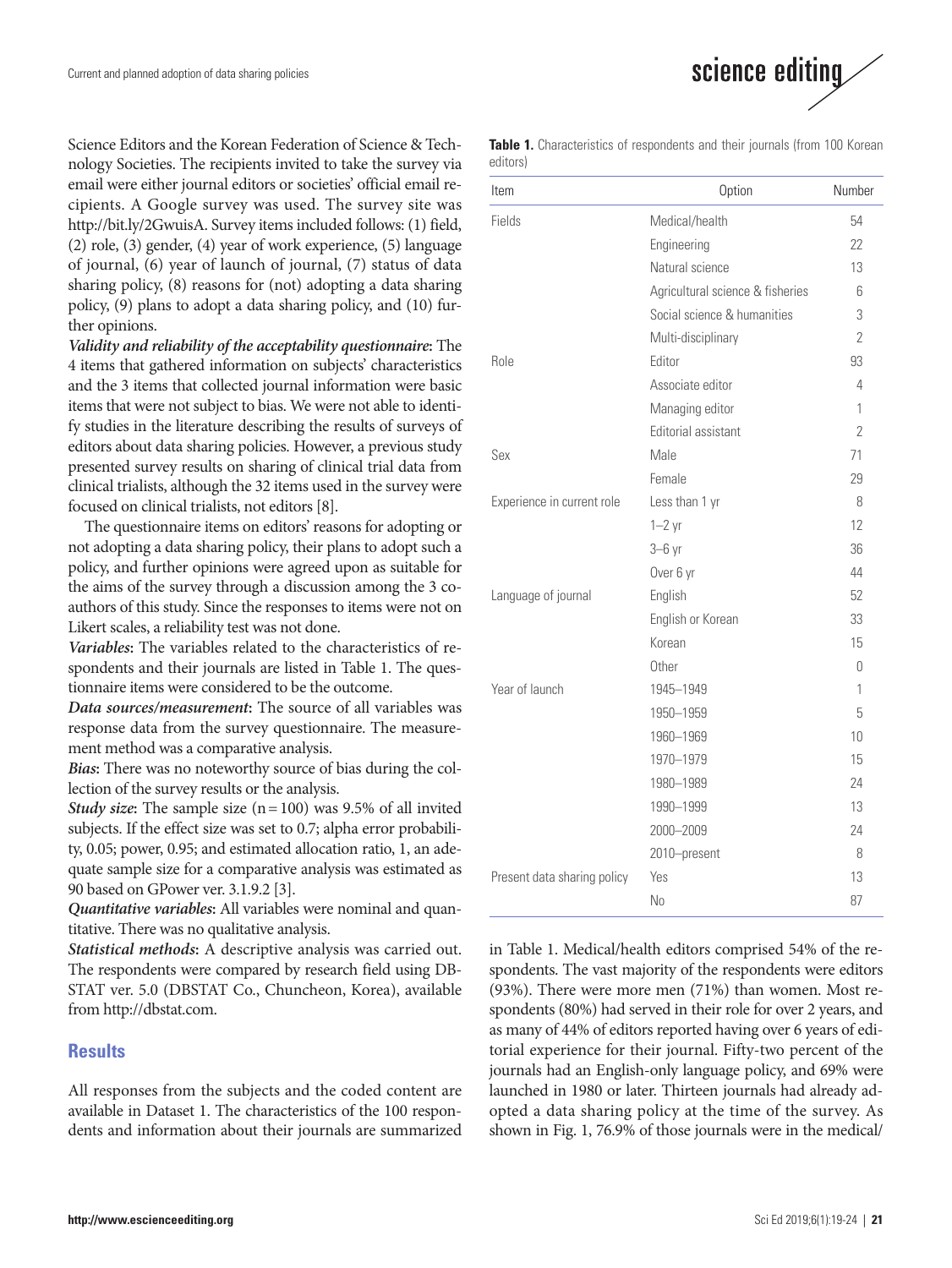Science Editors and the Korean Federation of Science & Technology Societies. The recipients invited to take the survey via email were either journal editors or societies' official email recipients. A Google survey was used. The survey site was http://bit.ly/2GwuisA. Survey items included follows: (1) field, (2) role, (3) gender, (4) year of work experience, (5) language of journal, (6) year of launch of journal, (7) status of data sharing policy, (8) reasons for (not) adopting a data sharing policy, (9) plans to adopt a data sharing policy, and (10) further opinions.

***Validity and reliability of the acceptability questionnaire*:** The 4 items that gathered information on subjects' characteristics and the 3 items that collected journal information were basic items that were not subject to bias. We were not able to identify studies in the literature describing the results of surveys of editors about data sharing policies. However, a previous study presented survey results on sharing of clinical trial data from clinical trialists, although the 32 items used in the survey were focused on clinical trialists, not editors [8].

The questionnaire items on editors' reasons for adopting or not adopting a data sharing policy, their plans to adopt such a policy, and further opinions were agreed upon as suitable for the aims of the survey through a discussion among the 3 coauthors of this study. Since the responses to items were not on Likert scales, a reliability test was not done.

***Variables*:** The variables related to the characteristics of respondents and their journals are listed in Table 1. The questionnaire items were considered to be the outcome.

***Data sources/measurement*:** The source of all variables was response data from the survey questionnaire. The measurement method was a comparative analysis.

***Bias*:** There was no noteworthy source of bias during the collection of the survey results or the analysis.

***Study size*:** The sample size (n = 100) was 9.5% of all invited subjects. If the effect size was set to 0.7; alpha error probability, 0.05; power, 0.95; and estimated allocation ratio, 1, an adequate sample size for a comparative analysis was estimated as 90 based on GPower ver. 3.1.9.2 [3].

***Quantitative variables*:** All variables were nominal and quantitative. There was no qualitative analysis.

***Statistical methods*:** A descriptive analysis was carried out. The respondents were compared by research field using DBSTAT ver. 5.0 (DBSTAT Co., Chuncheon, Korea), available from http://dbstat.com.

## Results

All responses from the subjects and the coded content are available in Dataset 1. The characteristics of the 100 respondents and information about their journals are summarized in Table 1. Medical/health editors comprised 54% of the respondents. The vast majority of the respondents were editors (93%). There were more men (71%) than women. Most respondents (80%) had served in their role for over 2 years, and as many of 44% of editors reported having over 6 years of editorial experience for their journal. Fifty-two percent of the journals had an English-only language policy, and 69% were launched in 1980 or later. Thirteen journals had already adopted a data sharing policy at the time of the survey. As shown in Fig. 1, 76.9% of those journals were in the medical/

**Table 1.** Characteristics of respondents and their journals (from 100 Korean editors)

| Item | Option | Number |
|---|---|---|
| Fields | Medical/health | 54 |
| | Engineering | 22 |
| | Natural science | 13 |
| | Agricultural science & fisheries | 6 |
| | Social science & humanities | 3 |
| | Multi-disciplinary | 2 |
| Role | Editor | 93 |
| | Associate editor | 4 |
| | Managing editor | 1 |
| | Editorial assistant | 2 |
| Sex | Male | 71 |
| | Female | 29 |
| Experience in current role | Less than 1 yr | 8 |
| | 1–2 yr | 12 |
| | 3–6 yr | 36 |
| | Over 6 yr | 44 |
| Language of journal | English | 52 |
| | English or Korean | 33 |
| | Korean | 15 |
| | Other | 0 |
| Year of launch | 1945–1949 | 1 |
| | 1950–1959 | 5 |
| | 1960–1969 | 10 |
| | 1970–1979 | 15 |
| | 1980–1989 | 24 |
| | 1990–1999 | 13 |
| | 2000–2009 | 24 |
| | 2010–present | 8 |
| Present data sharing policy | Yes | 13 |
| | No | 87 |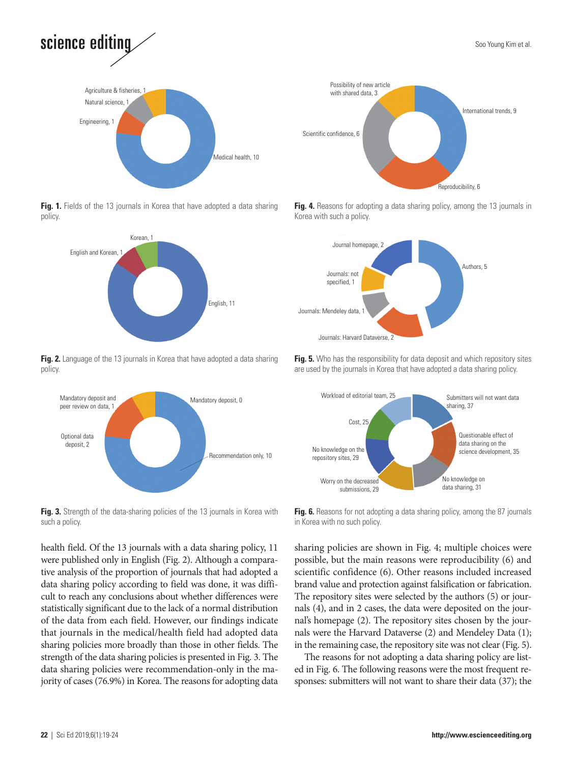Fig. 1. Fields of the 13 journals in Korea that have adopted a data sharing policy.

Fig. 2. Language of the 13 journals in Korea that have adopted a data sharing policy.

Fig. 3. Strength of the data-sharing policies of the 13 journals in Korea with such a policy.

Fig. 4. Reasons for adopting a data sharing policy, among the 13 journals in Korea with such a policy.

Fig. 5. Who has the responsibility for data deposit and which repository sites are used by the journals in Korea that have adopted a data sharing policy.

Fig. 6. Reasons for not adopting a data sharing policy, among the 87 journals in Korea with no such policy.

health field. Of the 13 journals with a data sharing policy, 11 were published only in English (Fig. 2). Although a comparative analysis of the proportion of journals that had adopted a data sharing policy according to field was done, it was difficult to reach any conclusions about whether differences were statistically significant due to the lack of a normal distribution of the data from each field. However, our findings indicate that journals in the medical/health field had adopted data sharing policies more broadly than those in other fields. The strength of the data sharing policies is presented in Fig. 3. The data sharing policies were recommendation-only in the majority of cases (76.9%) in Korea. The reasons for adopting data sharing policies are shown in Fig. 4; multiple choices were possible, but the main reasons were reproducibility (6) and scientific confidence (6). Other reasons included increased brand value and protection against falsification or fabrication. The repository sites were selected by the authors (5) or journals (4), and in 2 cases, the data were deposited on the journal's homepage (2). The repository sites chosen by the journals were the Harvard Dataverse (2) and Mendeley Data (1); in the remaining case, the repository site was not clear (Fig. 5).

The reasons for not adopting a data sharing policy are listed in Fig. 6. The following reasons were the most frequent responses: submitters will not want to share their data (37); the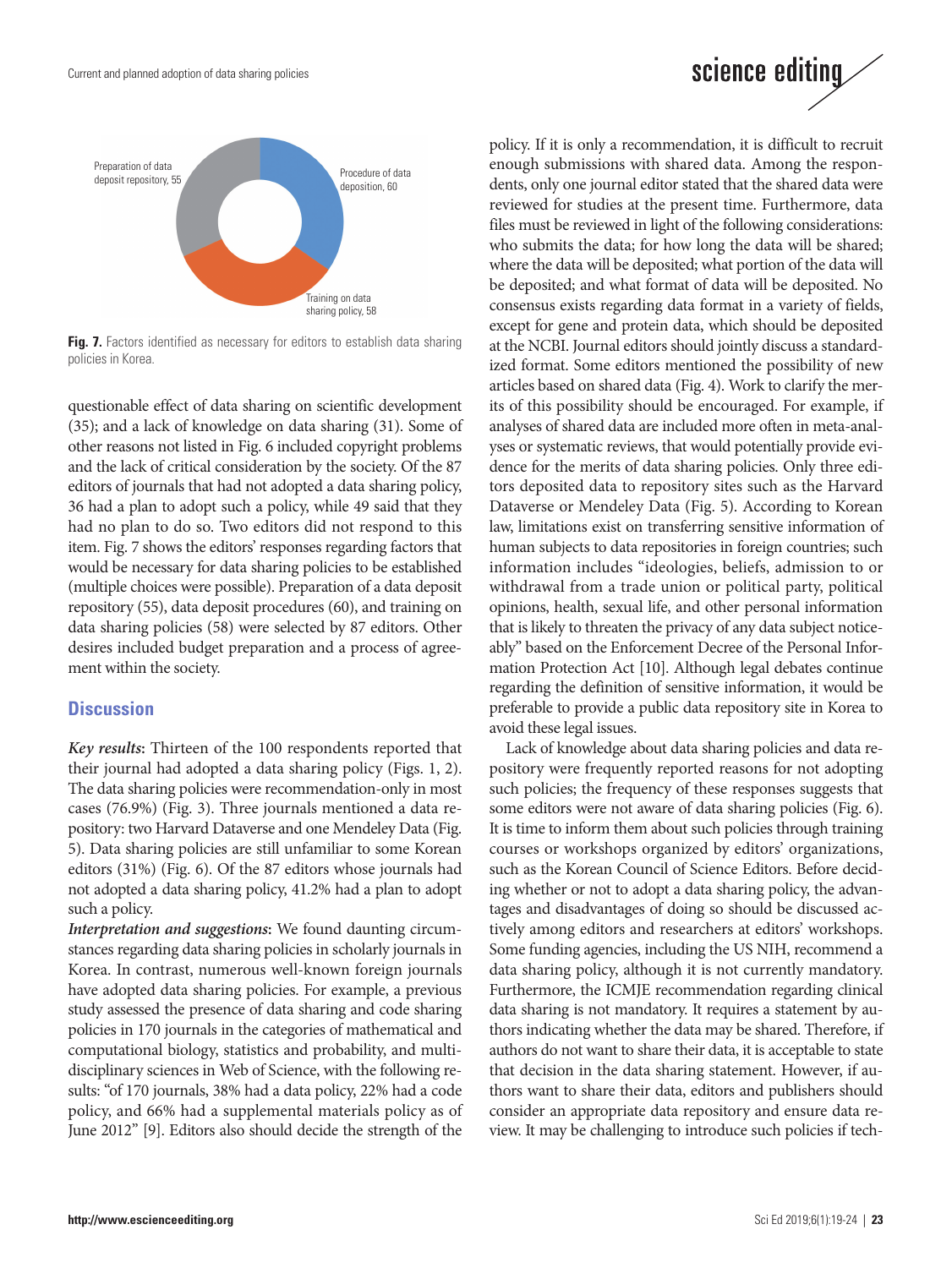Preparation of data deposit repository, 55

Procedure of data deposition, 60

Training on data sharing policy, 58

**Fig. 7.** Factors identified as necessary for editors to establish data sharing policies in Korea.

questionable effect of data sharing on scientific development (35); and a lack of knowledge on data sharing (31). Some of other reasons not listed in Fig. 6 included copyright problems and the lack of critical consideration by the society. Of the 87 editors of journals that had not adopted a data sharing policy, 36 had a plan to adopt such a policy, while 49 said that they had no plan to do so. Two editors did not respond to this item. Fig. 7 shows the editors' responses regarding factors that would be necessary for data sharing policies to be established (multiple choices were possible). Preparation of a data deposit repository (55), data deposit procedures (60), and training on data sharing policies (58) were selected by 87 editors. Other desires included budget preparation and a process of agreement within the society.

## Discussion

***Key results*:** Thirteen of the 100 respondents reported that their journal had adopted a data sharing policy (Figs. 1, 2). The data sharing policies were recommendation-only in most cases (76.9%) (Fig. 3). Three journals mentioned a data repository: two Harvard Dataverse and one Mendeley Data (Fig. 5). Data sharing policies are still unfamiliar to some Korean editors (31%) (Fig. 6). Of the 87 editors whose journals had not adopted a data sharing policy, 41.2% had a plan to adopt such a policy.

***Interpretation and suggestions*:** We found daunting circumstances regarding data sharing policies in scholarly journals in Korea. In contrast, numerous well-known foreign journals have adopted data sharing policies. For example, a previous study assessed the presence of data sharing and code sharing policies in 170 journals in the categories of mathematical and computational biology, statistics and probability, and multidisciplinary sciences in Web of Science, with the following results: "of 170 journals, 38% had a data policy, 22% had a code policy, and 66% had a supplemental materials policy as of June 2012" [9]. Editors also should decide the strength of the policy. If it is only a recommendation, it is difficult to recruit enough submissions with shared data. Among the respondents, only one journal editor stated that the shared data were reviewed for studies at the present time. Furthermore, data files must be reviewed in light of the following considerations: who submits the data; for how long the data will be shared; where the data will be deposited; what portion of the data will be deposited; and what format of data will be deposited. No consensus exists regarding data format in a variety of fields, except for gene and protein data, which should be deposited at the NCBI. Journal editors should jointly discuss a standardized format. Some editors mentioned the possibility of new articles based on shared data (Fig. 4). Work to clarify the merits of this possibility should be encouraged. For example, if analyses of shared data are included more often in meta-analyses or systematic reviews, that would potentially provide evidence for the merits of data sharing policies. Only three editors deposited data to repository sites such as the Harvard Dataverse or Mendeley Data (Fig. 5). According to Korean law, limitations exist on transferring sensitive information of human subjects to data repositories in foreign countries; such information includes "ideologies, beliefs, admission to or withdrawal from a trade union or political party, political opinions, health, sexual life, and other personal information that is likely to threaten the privacy of any data subject noticeably" based on the Enforcement Decree of the Personal Information Protection Act [10]. Although legal debates continue regarding the definition of sensitive information, it would be preferable to provide a public data repository site in Korea to avoid these legal issues.

Lack of knowledge about data sharing policies and data repository were frequently reported reasons for not adopting such policies; the frequency of these responses suggests that some editors were not aware of data sharing policies (Fig. 6). It is time to inform them about such policies through training courses or workshops organized by editors' organizations, such as the Korean Council of Science Editors. Before deciding whether or not to adopt a data sharing policy, the advantages and disadvantages of doing so should be discussed actively among editors and researchers at editors' workshops. Some funding agencies, including the US NIH, recommend a data sharing policy, although it is not currently mandatory. Furthermore, the ICMJE recommendation regarding clinical data sharing is not mandatory. It requires a statement by authors indicating whether the data may be shared. Therefore, if authors do not want to share their data, it is acceptable to state that decision in the data sharing statement. However, if authors want to share their data, editors and publishers should consider an appropriate data repository and ensure data review. It may be challenging to introduce such policies if tech-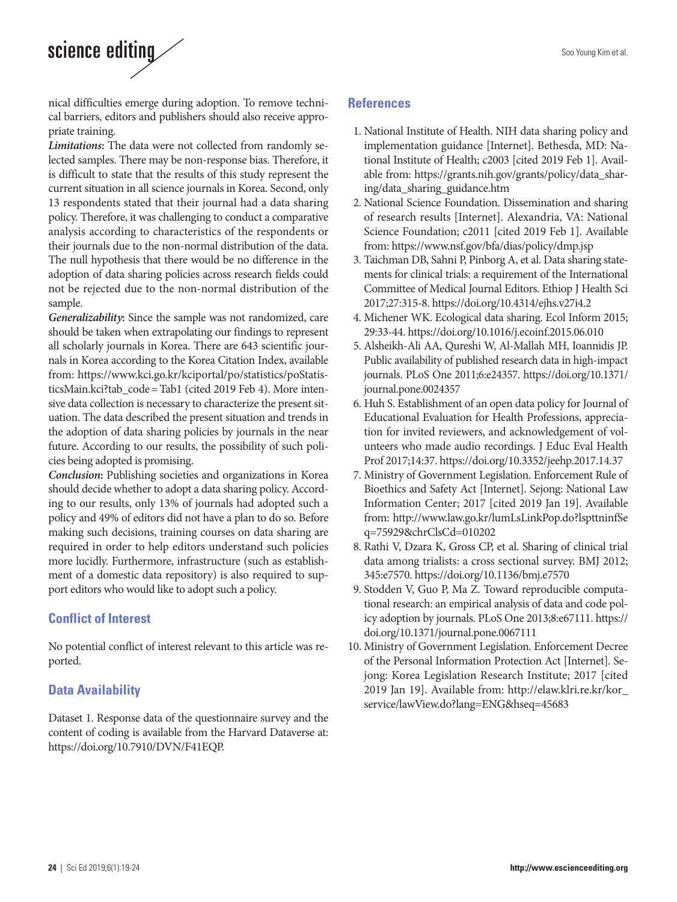nical difficulties emerge during adoption. To remove technical barriers, editors and publishers should also receive appropriate training.

***Limitations*:** The data were not collected from randomly selected samples. There may be non-response bias. Therefore, it is difficult to state that the results of this study represent the current situation in all science journals in Korea. Second, only 13 respondents stated that their journal had a data sharing policy. Therefore, it was challenging to conduct a comparative analysis according to characteristics of the respondents or their journals due to the non-normal distribution of the data. The null hypothesis that there would be no difference in the adoption of data sharing policies across research fields could not be rejected due to the non-normal distribution of the sample.

***Generalizability*:** Since the sample was not randomized, care should be taken when extrapolating our findings to represent all scholarly journals in Korea. There are 643 scientific journals in Korea according to the Korea Citation Index, available from: https://www.kci.go.kr/kciportal/po/statistics/poStatisticsMain.kci?tab_code=Tab1 (cited 2019 Feb 4). More intensive data collection is necessary to characterize the present situation. The data described the present situation and trends in the adoption of data sharing policies by journals in the near future. According to our results, the possibility of such policies being adopted is promising.

***Conclusion*:** Publishing societies and organizations in Korea should decide whether to adopt a data sharing policy. According to our results, only 13% of journals had adopted such a policy and 49% of editors did not have a plan to do so. Before making such decisions, training courses on data sharing are required in order to help editors understand such policies more lucidly. Furthermore, infrastructure (such as establishment of a domestic data repository) is also required to support editors who would like to adopt such a policy.

## Conflict of Interest

No potential conflict of interest relevant to this article was reported.

## Data Availability

Dataset 1. Response data of the questionnaire survey and the content of coding is available from the Harvard Dataverse at: https://doi.org/10.7910/DVN/F41EQP.

## References

1. National Institute of Health. NIH data sharing policy and implementation guidance [Internet]. Bethesda, MD: National Institute of Health; c2003 [cited 2019 Feb 1]. Available from: https://grants.nih.gov/grants/policy/data_sharing/data_sharing_guidance.htm
2. National Science Foundation. Dissemination and sharing of research results [Internet]. Alexandria, VA: National Science Foundation; c2011 [cited 2019 Feb 1]. Available from: https://www.nsf.gov/bfa/dias/policy/dmp.jsp
3. Taichman DB, Sahni P, Pinborg A, et al. Data sharing statements for clinical trials: a requirement of the International Committee of Medical Journal Editors. Ethiop J Health Sci 2017;27:315-8. https://doi.org/10.4314/ejhs.v27i4.2
4. Michener WK. Ecological data sharing. Ecol Inform 2015; 29:33-44. https://doi.org/10.1016/j.ecoinf.2015.06.010
5. Alsheikh-Ali AA, Qureshi W, Al-Mallah MH, Ioannidis JP. Public availability of published research data in high-impact journals. PLoS One 2011;6:e24357. https://doi.org/10.1371/journal.pone.0024357
6. Huh S. Establishment of an open data policy for Journal of Educational Evaluation for Health Professions, appreciation for invited reviewers, and acknowledgement of volunteers who made audio recordings. J Educ Eval Health Prof 2017;14:37. https://doi.org/10.3352/jeehp.2017.14.37
7. Ministry of Government Legislation. Enforcement Rule of Bioethics and Safety Act [Internet]. Sejong: National Law Information Center; 2017 [cited 2019 Jan 19]. Available from: http://www.law.go.kr/lumLsLinkPop.do?lspttninfSeq=75929&chrClsCd=010202
8. Rathi V, Dzara K, Gross CP, et al. Sharing of clinical trial data among trialists: a cross sectional survey. BMJ 2012; 345:e7570. https://doi.org/10.1136/bmj.e7570
9. Stodden V, Guo P, Ma Z. Toward reproducible computational research: an empirical analysis of data and code policy adoption by journals. PLoS One 2013;8:e67111. https://doi.org/10.1371/journal.pone.0067111
10. Ministry of Government Legislation. Enforcement Decree of the Personal Information Protection Act [Internet]. Sejong: Korea Legislation Research Institute; 2017 [cited 2019 Jan 19]. Available from: http://elaw.klri.re.kr/kor_service/lawView.do?lang=ENG&hseq=45683